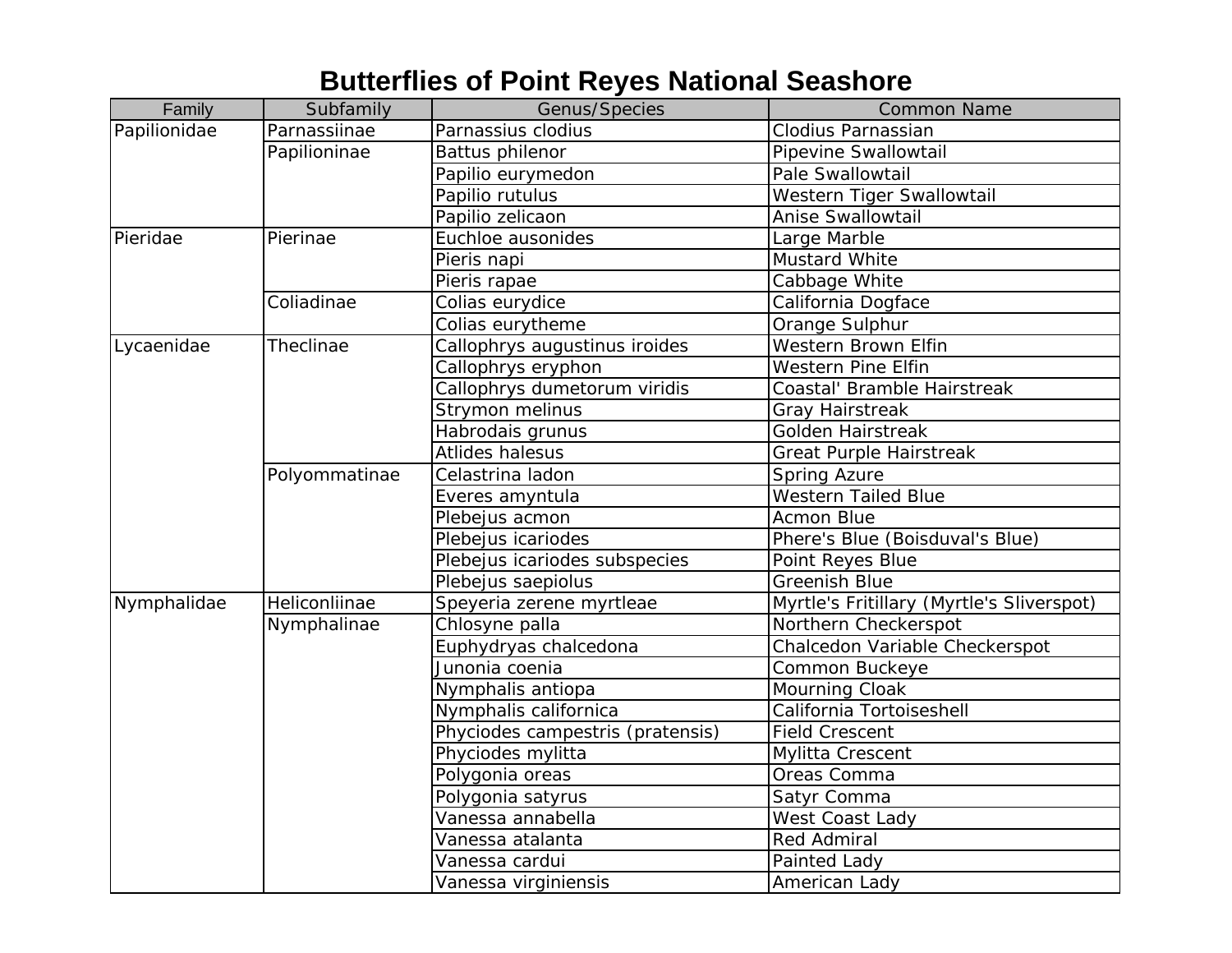# Butterflies of Point Reyes National Seashore

| Family | Subfamily | Genus/Species | Common Name |
|---|---|---|---|
| Papilionidae | Parnassiinae | Parnassius clodius | Clodius Parnassian |
| | Papilioninae | Battus philenor | Pipevine Swallowtail |
| | | Papilio eurymedon | Pale Swallowtail |
| | | Papilio rutulus | Western Tiger Swallowtail |
| | | Papilio zelicaon | Anise Swallowtail |
| Pieridae | Pierinae | Euchloe ausonides | Large Marble |
| | | Pieris napi | Mustard White |
| | | Pieris rapae | Cabbage White |
| | Coliadinae | Colias eurydice | California Dogface |
| | | Colias eurytheme | Orange Sulphur |
| Lycaenidae | Theclinae | Callophrys augustinus iroides | Western Brown Elfin |
| | | Callophrys eryphon | Western Pine Elfin |
| | | Callophrys dumetorum viridis | Coastal' Bramble Hairstreak |
| | | Strymon melinus | Gray Hairstreak |
| | | Habrodais grunus | Golden Hairstreak |
| | | Atlides halesus | Great Purple Hairstreak |
| | Polyommatinae | Celastrina ladon | Spring Azure |
| | | Everes amyntula | Western Tailed Blue |
| | | Plebejus acmon | Acmon Blue |
| | | Plebejus icariodes | Phere's Blue (Boisduval's Blue) |
| | | Plebejus icariodes subspecies | Point Reyes Blue |
| | | Plebejus saepiolus | Greenish Blue |
| Nymphalidae | Heliconliinae | Speyeria zerene myrtleae | Myrtle's Fritillary (Myrtle's Sliverspot) |
| | Nymphalinae | Chlosyne palla | Northern Checkerspot |
| | | Euphydryas chalcedona | Chalcedon Variable Checkerspot |
| | | Junonia coenia | Common Buckeye |
| | | Nymphalis antiopa | Mourning Cloak |
| | | Nymphalis californica | California Tortoiseshell |
| | | Phyciodes campestris (pratensis) | Field Crescent |
| | | Phyciodes mylitta | Mylitta Crescent |
| | | Polygonia oreas | Oreas Comma |
| | | Polygonia satyrus | Satyr Comma |
| | | Vanessa annabella | West Coast Lady |
| | | Vanessa atalanta | Red Admiral |
| | | Vanessa cardui | Painted Lady |
| | | Vanessa virginiensis | American Lady |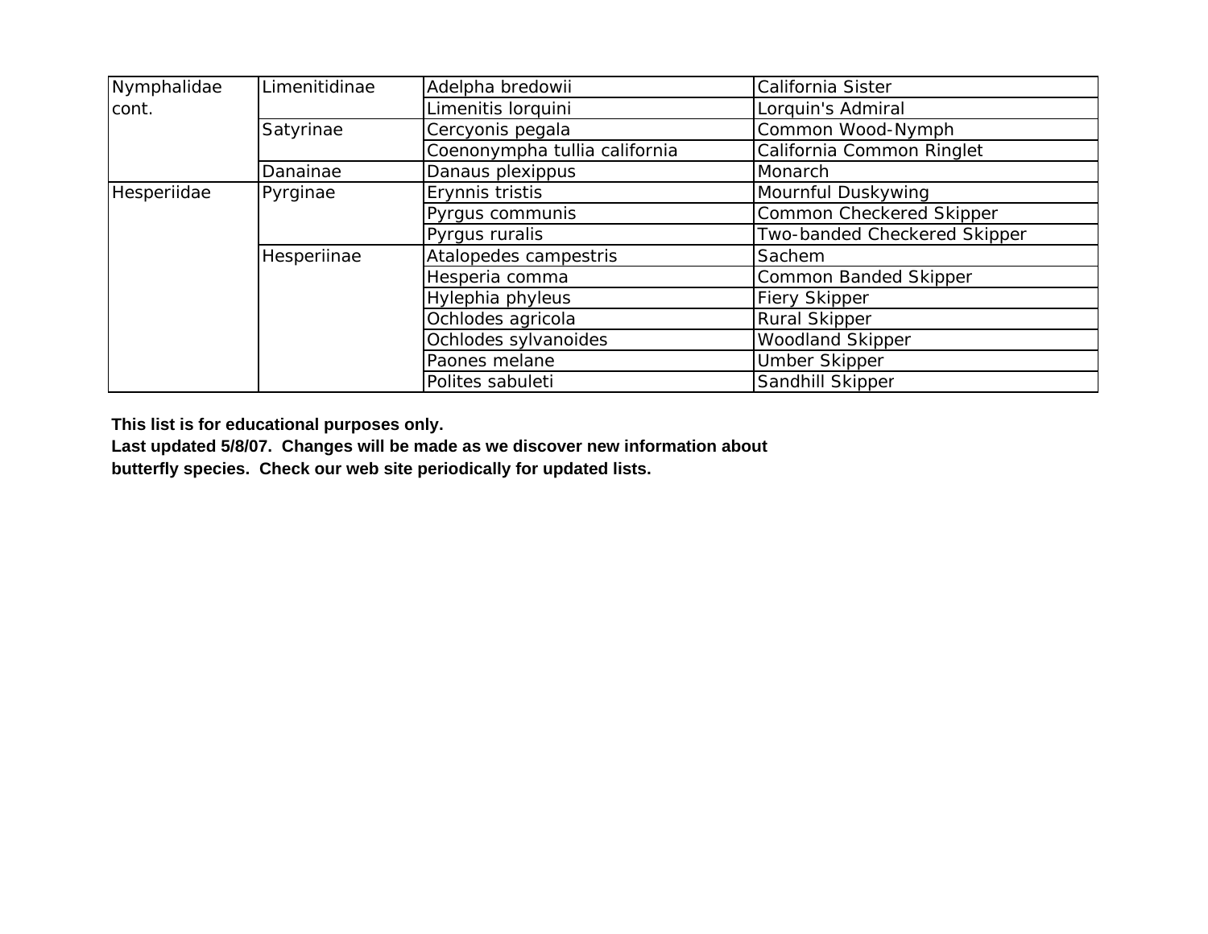| | | | |
|---|---|---|---|
| Nymphalidae cont. | Limenitidinae | Adelpha bredowii | California Sister |
| | | Limenitis lorquini | Lorquin's Admiral |
| | Satyrinae | Cercyonis pegala | Common Wood-Nymph |
| | | Coenonympha tullia california | California Common Ringlet |
| | Danainae | Danaus plexippus | Monarch |
| Hesperiidae | Pyrginae | Erynnis tristis | Mournful Duskywing |
| | | Pyrgus communis | Common Checkered Skipper |
| | | Pyrgus ruralis | Two-banded Checkered Skipper |
| | Hesperiinae | Atalopedes campestris | Sachem |
| | | Hesperia comma | Common Banded Skipper |
| | | Hylephia phyleus | Fiery Skipper |
| | | Ochlodes agricola | Rural Skipper |
| | | Ochlodes sylvanoides | Woodland Skipper |
| | | Paones melane | Umber Skipper |
| | | Polites sabuleti | Sandhill Skipper |

**This list is for educational purposes only.**
**Last updated 5/8/07. Changes will be made as we discover new information about butterfly species. Check our web site periodically for updated lists.**